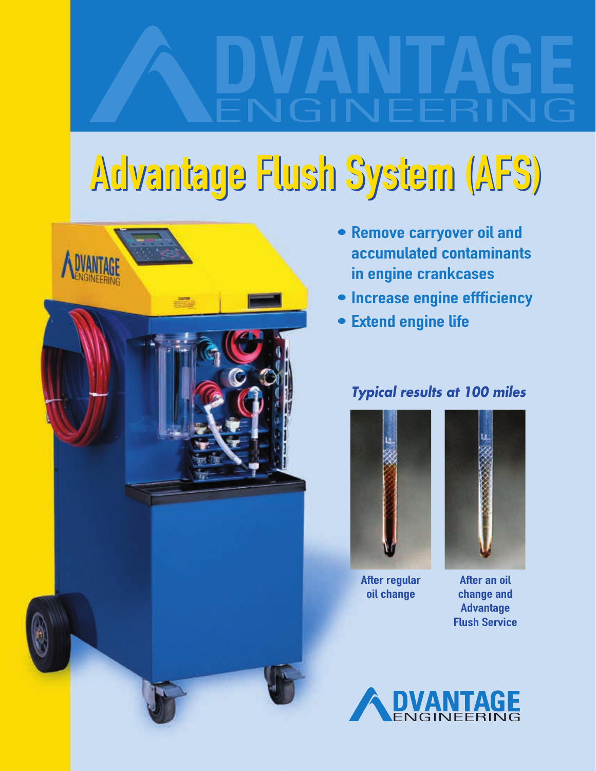# ADVANTAGE ENGINEERING

# Advantage Flush System (AFS)

- Remove carryover oil and accumulated contaminants in engine crankcases
- Increase engine effficiency
- Extend engine life

*Typical results at 100 miles*

After regular oil change

After an oil change and Advantage Flush Service

ADVANTAGE ENGINEERING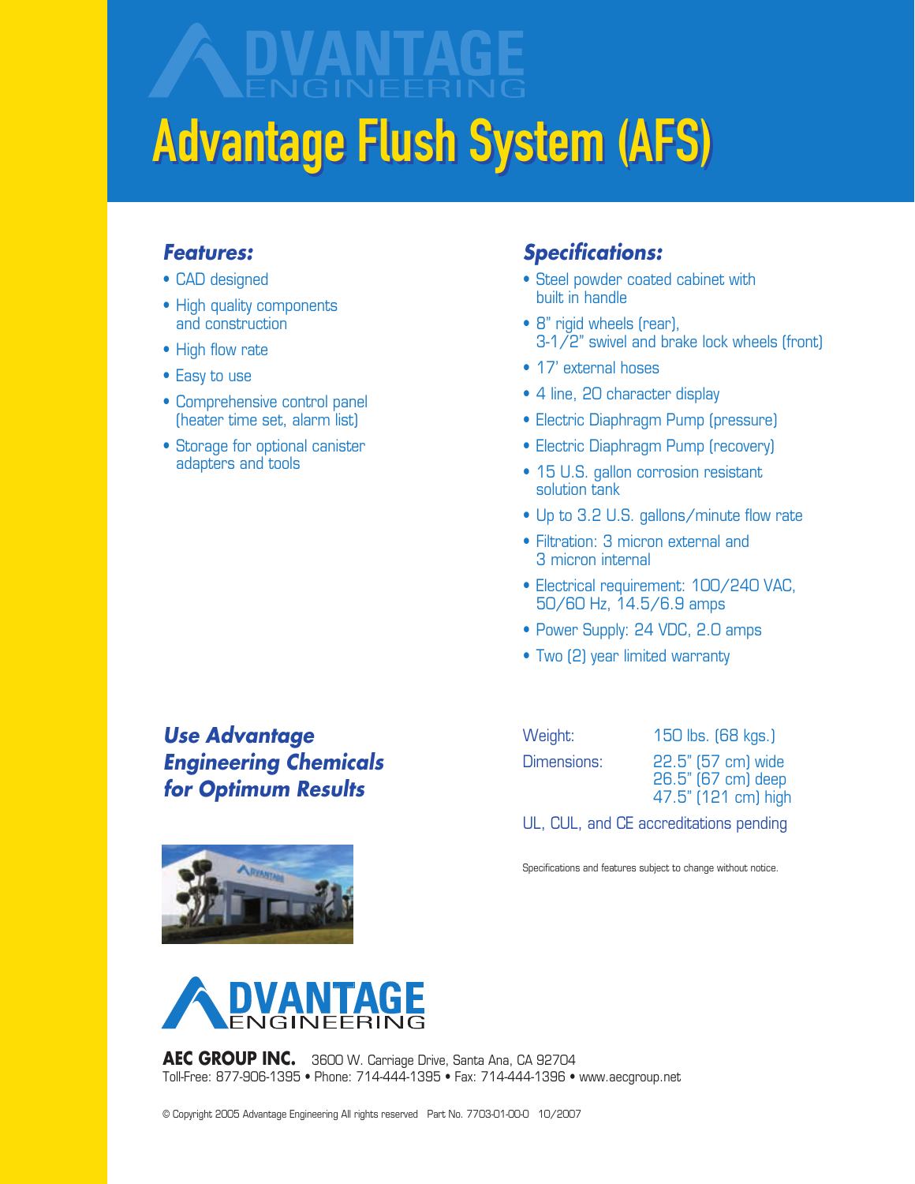# Advantage Flush System (AFS)

### Features:

- CAD designed
- High quality components and construction
- High flow rate
- Easy to use
- Comprehensive control panel (heater time set, alarm list)
- Storage for optional canister adapters and tools

### Specifications:

- Steel powder coated cabinet with built in handle
- 8" rigid wheels (rear), 3-1/2" swivel and brake lock wheels (front)
- 17' external hoses
- 4 line, 20 character display
- Electric Diaphragm Pump (pressure)
- Electric Diaphragm Pump (recovery)
- 15 U.S. gallon corrosion resistant solution tank
- Up to 3.2 U.S. gallons/minute flow rate
- Filtration: 3 micron external and 3 micron internal
- Electrical requirement: 100/240 VAC, 50/60 Hz, 14.5/6.9 amps
- Power Supply: 24 VDC, 2.0 amps
- Two (2) year limited warranty

***Use Advantage Engineering Chemicals for Optimum Results***

| | |
|---|---|
| Weight: | 150 lbs. (68 kgs.) |
| Dimensions: | 22.5" (57 cm) wide<br>26.5" (67 cm) deep<br>47.5" (121 cm) high |

UL, CUL, and CE accreditations pending

Specifications and features subject to change without notice.

**AEC GROUP INC.** 3600 W. Carriage Drive, Santa Ana, CA 92704
Toll-Free: 877-906-1395 • Phone: 714-444-1395 • Fax: 714-444-1396 • www.aecgroup.net

© Copyright 2005 Advantage Engineering All rights reserved Part No. 7703-01-00-0 10/2007